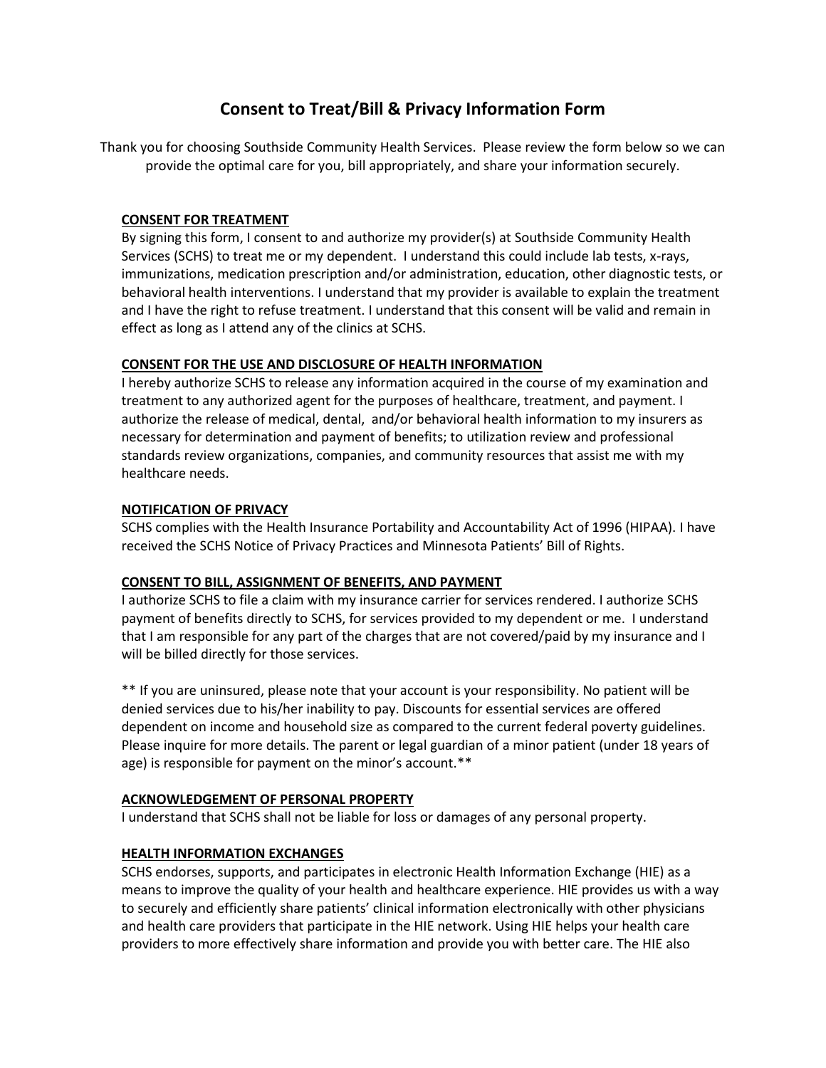# Consent to Treat/Bill & Privacy Information Form

Thank you for choosing Southside Community Health Services. Please review the form below so we can provide the optimal care for you, bill appropriately, and share your information securely.

**CONSENT FOR TREATMENT**

By signing this form, I consent to and authorize my provider(s) at Southside Community Health Services (SCHS) to treat me or my dependent. I understand this could include lab tests, x-rays, immunizations, medication prescription and/or administration, education, other diagnostic tests, or behavioral health interventions. I understand that my provider is available to explain the treatment and I have the right to refuse treatment. I understand that this consent will be valid and remain in effect as long as I attend any of the clinics at SCHS.

**CONSENT FOR THE USE AND DISCLOSURE OF HEALTH INFORMATION**

I hereby authorize SCHS to release any information acquired in the course of my examination and treatment to any authorized agent for the purposes of healthcare, treatment, and payment. I authorize the release of medical, dental, and/or behavioral health information to my insurers as necessary for determination and payment of benefits; to utilization review and professional standards review organizations, companies, and community resources that assist me with my healthcare needs.

**NOTIFICATION OF PRIVACY**

SCHS complies with the Health Insurance Portability and Accountability Act of 1996 (HIPAA). I have received the SCHS Notice of Privacy Practices and Minnesota Patients' Bill of Rights.

**CONSENT TO BILL, ASSIGNMENT OF BENEFITS, AND PAYMENT**

I authorize SCHS to file a claim with my insurance carrier for services rendered. I authorize SCHS payment of benefits directly to SCHS, for services provided to my dependent or me. I understand that I am responsible for any part of the charges that are not covered/paid by my insurance and I will be billed directly for those services.

** If you are uninsured, please note that your account is your responsibility. No patient will be denied services due to his/her inability to pay. Discounts for essential services are offered dependent on income and household size as compared to the current federal poverty guidelines. Please inquire for more details. The parent or legal guardian of a minor patient (under 18 years of age) is responsible for payment on the minor's account.**

**ACKNOWLEDGEMENT OF PERSONAL PROPERTY**

I understand that SCHS shall not be liable for loss or damages of any personal property.

**HEALTH INFORMATION EXCHANGES**

SCHS endorses, supports, and participates in electronic Health Information Exchange (HIE) as a means to improve the quality of your health and healthcare experience. HIE provides us with a way to securely and efficiently share patients' clinical information electronically with other physicians and health care providers that participate in the HIE network. Using HIE helps your health care providers to more effectively share information and provide you with better care. The HIE also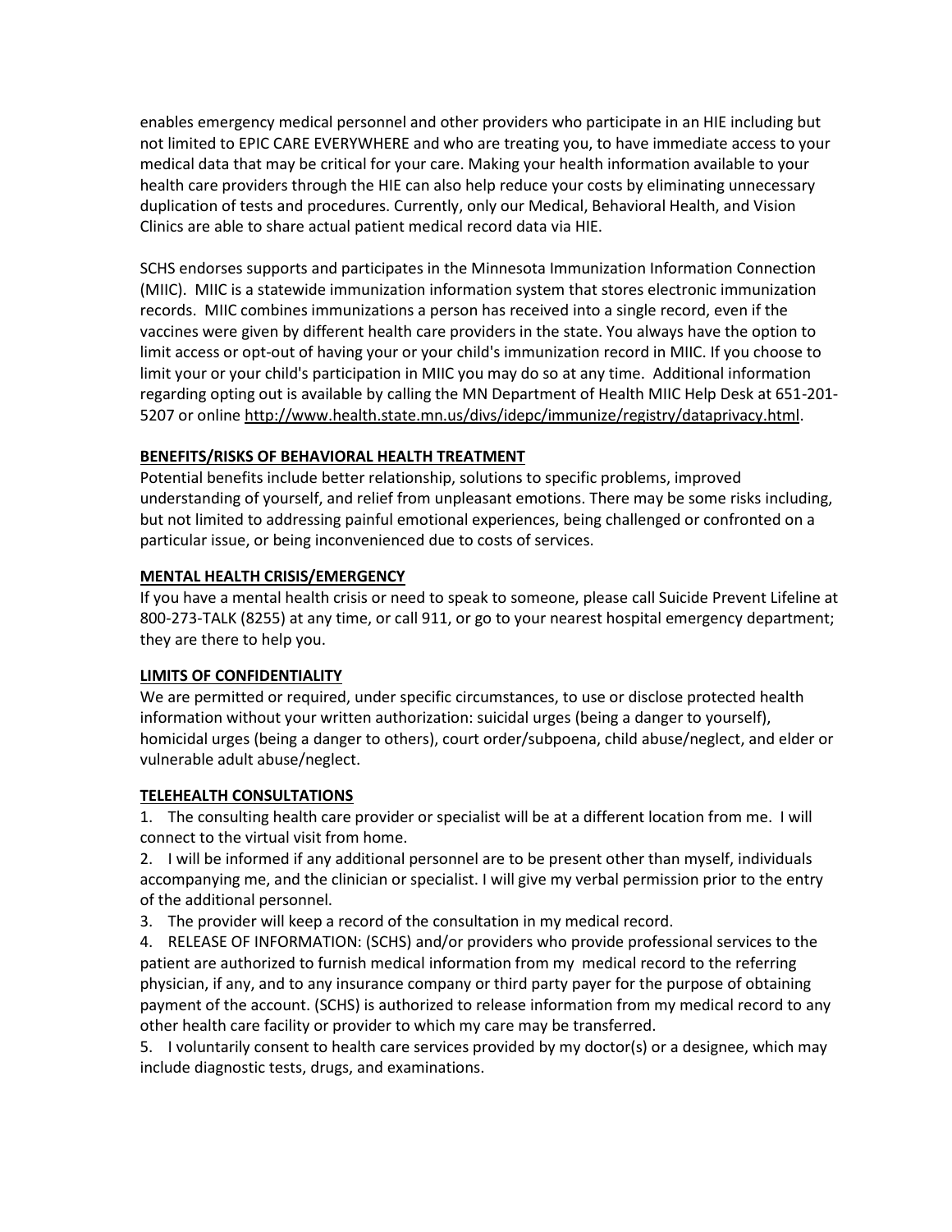enables emergency medical personnel and other providers who participate in an HIE including but not limited to EPIC CARE EVERYWHERE and who are treating you, to have immediate access to your medical data that may be critical for your care. Making your health information available to your health care providers through the HIE can also help reduce your costs by eliminating unnecessary duplication of tests and procedures. Currently, only our Medical, Behavioral Health, and Vision Clinics are able to share actual patient medical record data via HIE.

SCHS endorses supports and participates in the Minnesota Immunization Information Connection (MIIC). MIIC is a statewide immunization information system that stores electronic immunization records. MIIC combines immunizations a person has received into a single record, even if the vaccines were given by different health care providers in the state. You always have the option to limit access or opt-out of having your or your child's immunization record in MIIC. If you choose to limit your or your child's participation in MIIC you may do so at any time. Additional information regarding opting out is available by calling the MN Department of Health MIIC Help Desk at 651-201-5207 or online http://www.health.state.mn.us/divs/idepc/immunize/registry/dataprivacy.html.

**BENEFITS/RISKS OF BEHAVIORAL HEALTH TREATMENT**

Potential benefits include better relationship, solutions to specific problems, improved understanding of yourself, and relief from unpleasant emotions. There may be some risks including, but not limited to addressing painful emotional experiences, being challenged or confronted on a particular issue, or being inconvenienced due to costs of services.

**MENTAL HEALTH CRISIS/EMERGENCY**

If you have a mental health crisis or need to speak to someone, please call Suicide Prevent Lifeline at 800-273-TALK (8255) at any time, or call 911, or go to your nearest hospital emergency department; they are there to help you.

**LIMITS OF CONFIDENTIALITY**

We are permitted or required, under specific circumstances, to use or disclose protected health information without your written authorization: suicidal urges (being a danger to yourself), homicidal urges (being a danger to others), court order/subpoena, child abuse/neglect, and elder or vulnerable adult abuse/neglect.

**TELEHEALTH CONSULTATIONS**

1. The consulting health care provider or specialist will be at a different location from me. I will connect to the virtual visit from home.
2. I will be informed if any additional personnel are to be present other than myself, individuals accompanying me, and the clinician or specialist. I will give my verbal permission prior to the entry of the additional personnel.
3. The provider will keep a record of the consultation in my medical record.
4. RELEASE OF INFORMATION: (SCHS) and/or providers who provide professional services to the patient are authorized to furnish medical information from my medical record to the referring physician, if any, and to any insurance company or third party payer for the purpose of obtaining payment of the account. (SCHS) is authorized to release information from my medical record to any other health care facility or provider to which my care may be transferred.
5. I voluntarily consent to health care services provided by my doctor(s) or a designee, which may include diagnostic tests, drugs, and examinations.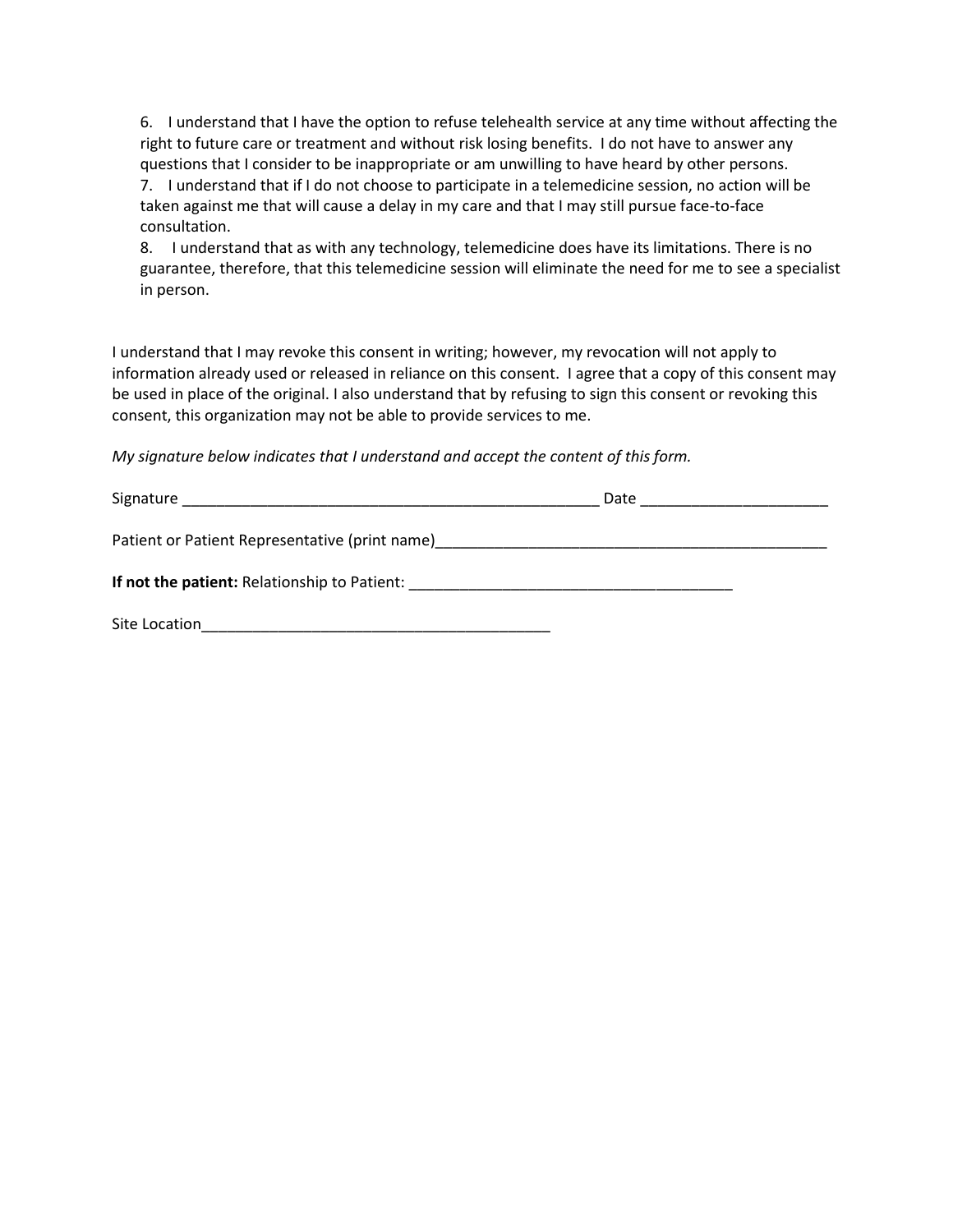6. I understand that I have the option to refuse telehealth service at any time without affecting the right to future care or treatment and without risk losing benefits. I do not have to answer any questions that I consider to be inappropriate or am unwilling to have heard by other persons.
7. I understand that if I do not choose to participate in a telemedicine session, no action will be taken against me that will cause a delay in my care and that I may still pursue face-to-face consultation.
8. I understand that as with any technology, telemedicine does have its limitations. There is no guarantee, therefore, that this telemedicine session will eliminate the need for me to see a specialist in person.

I understand that I may revoke this consent in writing; however, my revocation will not apply to information already used or released in reliance on this consent. I agree that a copy of this consent may be used in place of the original. I also understand that by refusing to sign this consent or revoking this consent, this organization may not be able to provide services to me.

*My signature below indicates that I understand and accept the content of this form.*

Signature ___________________________________________________ Date ______________________

Patient or Patient Representative (print name)________________________________________________

**If not the patient:** Relationship to Patient: _______________________________________

Site Location__________________________________________